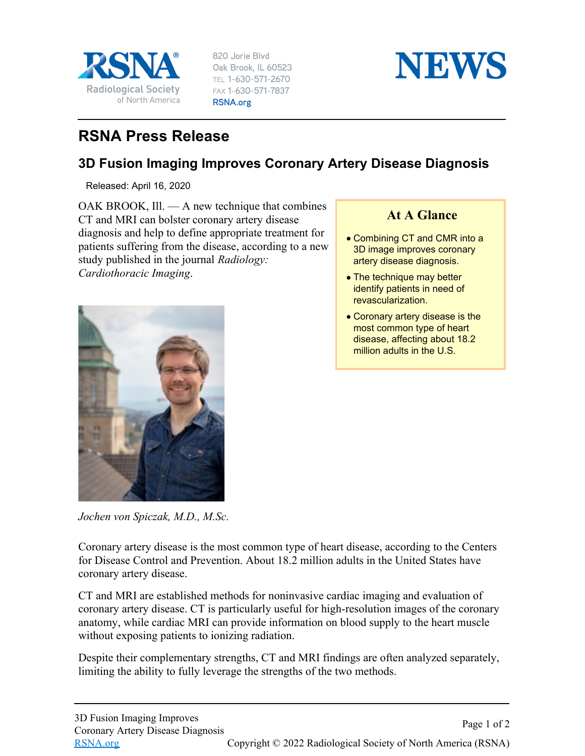RSNA Radiological Society of North America

820 Jorie Blvd
Oak Brook, IL 60523
TEL 1-630-571-2670
FAX 1-630-571-7837
RSNA.org

NEWS

# RSNA Press Release

## 3D Fusion Imaging Improves Coronary Artery Disease Diagnosis

Released: April 16, 2020

OAK BROOK, Ill. — A new technique that combines CT and MRI can bolster coronary artery disease diagnosis and help to define appropriate treatment for patients suffering from the disease, according to a new study published in the journal *Radiology: Cardiothoracic Imaging*.

### At A Glance

- Combining CT and CMR into a 3D image improves coronary artery disease diagnosis.
- The technique may better identify patients in need of revascularization.
- Coronary artery disease is the most common type of heart disease, affecting about 18.2 million adults in the U.S.

*Jochen von Spiczak, M.D., M.Sc.*

Coronary artery disease is the most common type of heart disease, according to the Centers for Disease Control and Prevention. About 18.2 million adults in the United States have coronary artery disease.

CT and MRI are established methods for noninvasive cardiac imaging and evaluation of coronary artery disease. CT is particularly useful for high-resolution images of the coronary anatomy, while cardiac MRI can provide information on blood supply to the heart muscle without exposing patients to ionizing radiation.

Despite their complementary strengths, CT and MRI findings are often analyzed separately, limiting the ability to fully leverage the strengths of the two methods.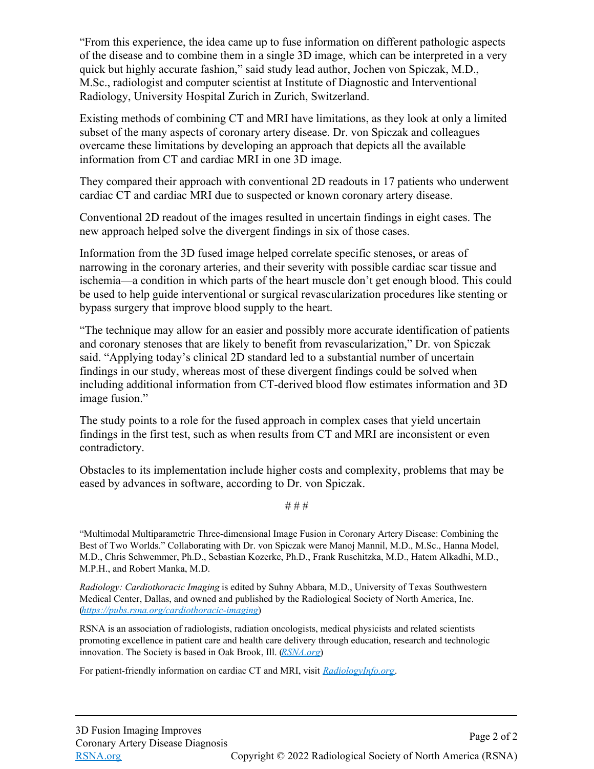"From this experience, the idea came up to fuse information on different pathologic aspects of the disease and to combine them in a single 3D image, which can be interpreted in a very quick but highly accurate fashion," said study lead author, Jochen von Spiczak, M.D., M.Sc., radiologist and computer scientist at Institute of Diagnostic and Interventional Radiology, University Hospital Zurich in Zurich, Switzerland.

Existing methods of combining CT and MRI have limitations, as they look at only a limited subset of the many aspects of coronary artery disease. Dr. von Spiczak and colleagues overcame these limitations by developing an approach that depicts all the available information from CT and cardiac MRI in one 3D image.

They compared their approach with conventional 2D readouts in 17 patients who underwent cardiac CT and cardiac MRI due to suspected or known coronary artery disease.

Conventional 2D readout of the images resulted in uncertain findings in eight cases. The new approach helped solve the divergent findings in six of those cases.

Information from the 3D fused image helped correlate specific stenoses, or areas of narrowing in the coronary arteries, and their severity with possible cardiac scar tissue and ischemia—a condition in which parts of the heart muscle don't get enough blood. This could be used to help guide interventional or surgical revascularization procedures like stenting or bypass surgery that improve blood supply to the heart.

"The technique may allow for an easier and possibly more accurate identification of patients and coronary stenoses that are likely to benefit from revascularization," Dr. von Spiczak said. "Applying today's clinical 2D standard led to a substantial number of uncertain findings in our study, whereas most of these divergent findings could be solved when including additional information from CT-derived blood flow estimates information and 3D image fusion."

The study points to a role for the fused approach in complex cases that yield uncertain findings in the first test, such as when results from CT and MRI are inconsistent or even contradictory.

Obstacles to its implementation include higher costs and complexity, problems that may be eased by advances in software, according to Dr. von Spiczak.

# # #

"Multimodal Multiparametric Three-dimensional Image Fusion in Coronary Artery Disease: Combining the Best of Two Worlds." Collaborating with Dr. von Spiczak were Manoj Mannil, M.D., M.Sc., Hanna Model, M.D., Chris Schwemmer, Ph.D., Sebastian Kozerke, Ph.D., Frank Ruschitzka, M.D., Hatem Alkadhi, M.D., M.P.H., and Robert Manka, M.D.

*Radiology: Cardiothoracic Imaging* is edited by Suhny Abbara, M.D., University of Texas Southwestern Medical Center, Dallas, and owned and published by the Radiological Society of North America, Inc. (*https://pubs.rsna.org/cardiothoracic-imaging*)

RSNA is an association of radiologists, radiation oncologists, medical physicists and related scientists promoting excellence in patient care and health care delivery through education, research and technologic innovation. The Society is based in Oak Brook, Ill. (*RSNA.org*)

For patient-friendly information on cardiac CT and MRI, visit *RadiologyInfo.org*.